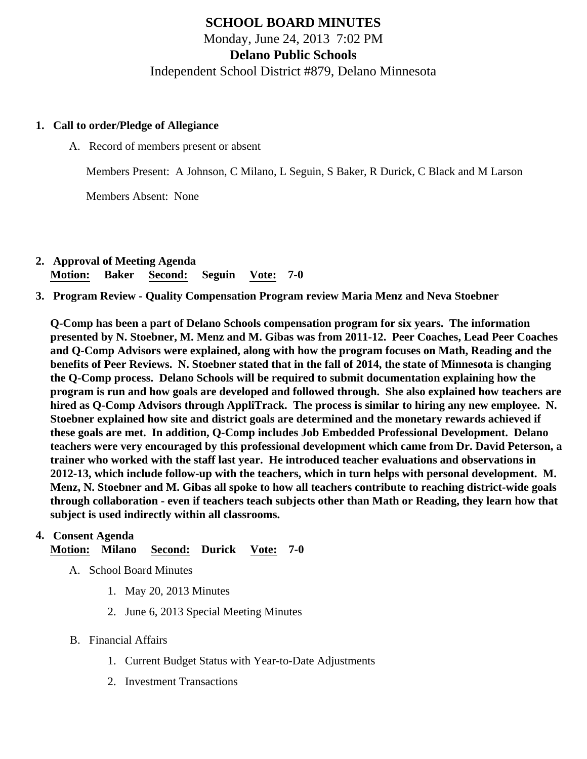# SCHOOL BOARD MINUTES

Monday, June 24, 2013 7:02 PM

**Delano Public Schools**

Independent School District #879, Delano Minnesota

1. **Call to order/Pledge of Allegiance**

   A. Record of members present or absent

   Members Present: A Johnson, C Milano, L Seguin, S Baker, R Durick, C Black and M Larson

   Members Absent: None

2. **Approval of Meeting Agenda**
   **Motion: Baker Second: Seguin Vote: 7-0**

3. **Program Review - Quality Compensation Program review Maria Menz and Neva Stoebner**

   **Q-Comp has been a part of Delano Schools compensation program for six years. The information presented by N. Stoebner, M. Menz and M. Gibas was from 2011-12. Peer Coaches, Lead Peer Coaches and Q-Comp Advisors were explained, along with how the program focuses on Math, Reading and the benefits of Peer Reviews. N. Stoebner stated that in the fall of 2014, the state of Minnesota is changing the Q-Comp process. Delano Schools will be required to submit documentation explaining how the program is run and how goals are developed and followed through. She also explained how teachers are hired as Q-Comp Advisors through AppliTrack. The process is similar to hiring any new employee. N. Stoebner explained how site and district goals are determined and the monetary rewards achieved if these goals are met. In addition, Q-Comp includes Job Embedded Professional Development. Delano teachers were very encouraged by this professional development which came from Dr. David Peterson, a trainer who worked with the staff last year. He introduced teacher evaluations and observations in 2012-13, which include follow-up with the teachers, which in turn helps with personal development. M. Menz, N. Stoebner and M. Gibas all spoke to how all teachers contribute to reaching district-wide goals through collaboration - even if teachers teach subjects other than Math or Reading, they learn how that subject is used indirectly within all classrooms.**

4. **Consent Agenda**
   **Motion: Milano Second: Durick Vote: 7-0**

   A. School Board Minutes

      1. May 20, 2013 Minutes
      2. June 6, 2013 Special Meeting Minutes

   B. Financial Affairs

      1. Current Budget Status with Year-to-Date Adjustments
      2. Investment Transactions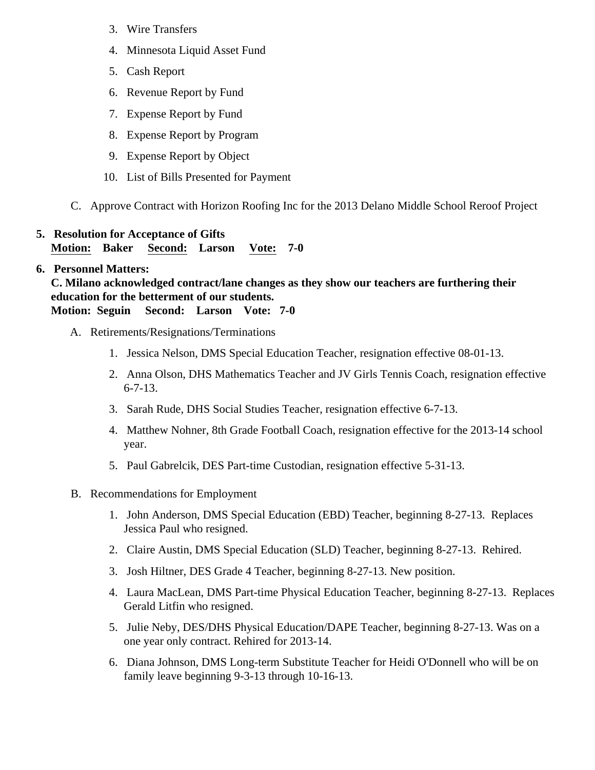3. Wire Transfers
4. Minnesota Liquid Asset Fund
5. Cash Report
6. Revenue Report by Fund
7. Expense Report by Fund
8. Expense Report by Program
9. Expense Report by Object
10. List of Bills Presented for Payment

C. Approve Contract with Horizon Roofing Inc for the 2013 Delano Middle School Reroof Project

**5. Resolution for Acceptance of Gifts**
**Motion: Baker Second: Larson Vote: 7-0**

**6. Personnel Matters:**
**C. Milano acknowledged contract/lane changes as they show our teachers are furthering their education for the betterment of our students.**
**Motion: Seguin Second: Larson Vote: 7-0**

A. Retirements/Resignations/Terminations

1. Jessica Nelson, DMS Special Education Teacher, resignation effective 08-01-13.
2. Anna Olson, DHS Mathematics Teacher and JV Girls Tennis Coach, resignation effective 6-7-13.
3. Sarah Rude, DHS Social Studies Teacher, resignation effective 6-7-13.
4. Matthew Nohner, 8th Grade Football Coach, resignation effective for the 2013-14 school year.
5. Paul Gabrelcik, DES Part-time Custodian, resignation effective 5-31-13.

B. Recommendations for Employment

1. John Anderson, DMS Special Education (EBD) Teacher, beginning 8-27-13. Replaces Jessica Paul who resigned.
2. Claire Austin, DMS Special Education (SLD) Teacher, beginning 8-27-13. Rehired.
3. Josh Hiltner, DES Grade 4 Teacher, beginning 8-27-13. New position.
4. Laura MacLean, DMS Part-time Physical Education Teacher, beginning 8-27-13. Replaces Gerald Litfin who resigned.
5. Julie Neby, DES/DHS Physical Education/DAPE Teacher, beginning 8-27-13. Was on a one year only contract. Rehired for 2013-14.
6. Diana Johnson, DMS Long-term Substitute Teacher for Heidi O'Donnell who will be on family leave beginning 9-3-13 through 10-16-13.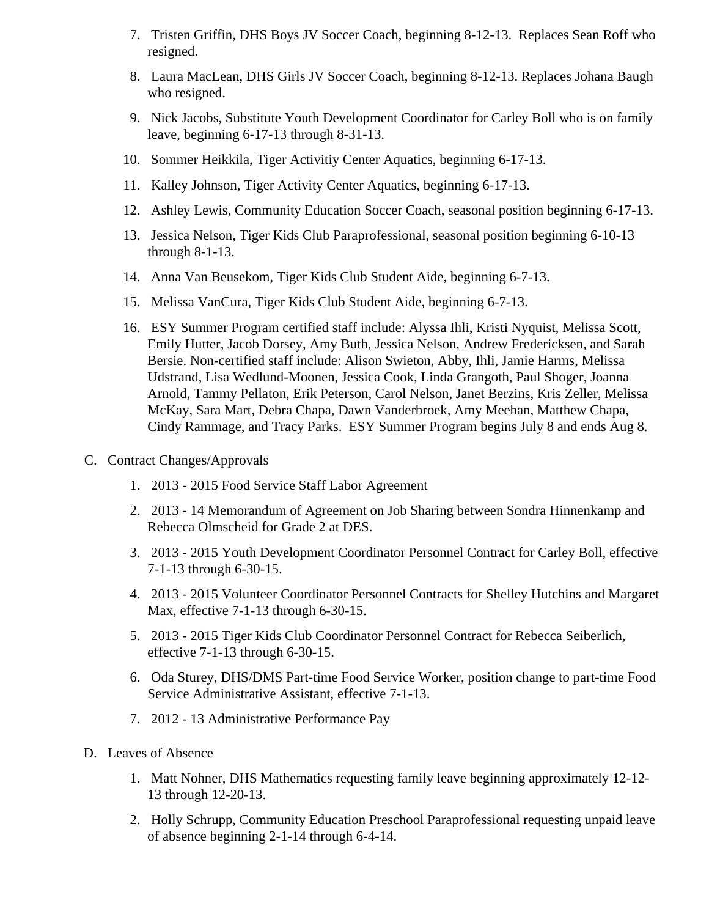7. Tristen Griffin, DHS Boys JV Soccer Coach, beginning 8-12-13. Replaces Sean Roff who resigned.
8. Laura MacLean, DHS Girls JV Soccer Coach, beginning 8-12-13. Replaces Johana Baugh who resigned.
9. Nick Jacobs, Substitute Youth Development Coordinator for Carley Boll who is on family leave, beginning 6-17-13 through 8-31-13.
10. Sommer Heikkila, Tiger Activitiy Center Aquatics, beginning 6-17-13.
11. Kalley Johnson, Tiger Activity Center Aquatics, beginning 6-17-13.
12. Ashley Lewis, Community Education Soccer Coach, seasonal position beginning 6-17-13.
13. Jessica Nelson, Tiger Kids Club Paraprofessional, seasonal position beginning 6-10-13 through 8-1-13.
14. Anna Van Beusekom, Tiger Kids Club Student Aide, beginning 6-7-13.
15. Melissa VanCura, Tiger Kids Club Student Aide, beginning 6-7-13.
16. ESY Summer Program certified staff include: Alyssa Ihli, Kristi Nyquist, Melissa Scott, Emily Hutter, Jacob Dorsey, Amy Buth, Jessica Nelson, Andrew Fredericksen, and Sarah Bersie. Non-certified staff include: Alison Swieton, Abby, Ihli, Jamie Harms, Melissa Udstrand, Lisa Wedlund-Moonen, Jessica Cook, Linda Grangoth, Paul Shoger, Joanna Arnold, Tammy Pellaton, Erik Peterson, Carol Nelson, Janet Berzins, Kris Zeller, Melissa McKay, Sara Mart, Debra Chapa, Dawn Vanderbroek, Amy Meehan, Matthew Chapa, Cindy Rammage, and Tracy Parks. ESY Summer Program begins July 8 and ends Aug 8.

C. Contract Changes/Approvals

1. 2013 - 2015 Food Service Staff Labor Agreement
2. 2013 - 14 Memorandum of Agreement on Job Sharing between Sondra Hinnenkamp and Rebecca Olmscheid for Grade 2 at DES.
3. 2013 - 2015 Youth Development Coordinator Personnel Contract for Carley Boll, effective 7-1-13 through 6-30-15.
4. 2013 - 2015 Volunteer Coordinator Personnel Contracts for Shelley Hutchins and Margaret Max, effective 7-1-13 through 6-30-15.
5. 2013 - 2015 Tiger Kids Club Coordinator Personnel Contract for Rebecca Seiberlich, effective 7-1-13 through 6-30-15.
6. Oda Sturey, DHS/DMS Part-time Food Service Worker, position change to part-time Food Service Administrative Assistant, effective 7-1-13.
7. 2012 - 13 Administrative Performance Pay

D. Leaves of Absence

1. Matt Nohner, DHS Mathematics requesting family leave beginning approximately 12-12-13 through 12-20-13.
2. Holly Schrupp, Community Education Preschool Paraprofessional requesting unpaid leave of absence beginning 2-1-14 through 6-4-14.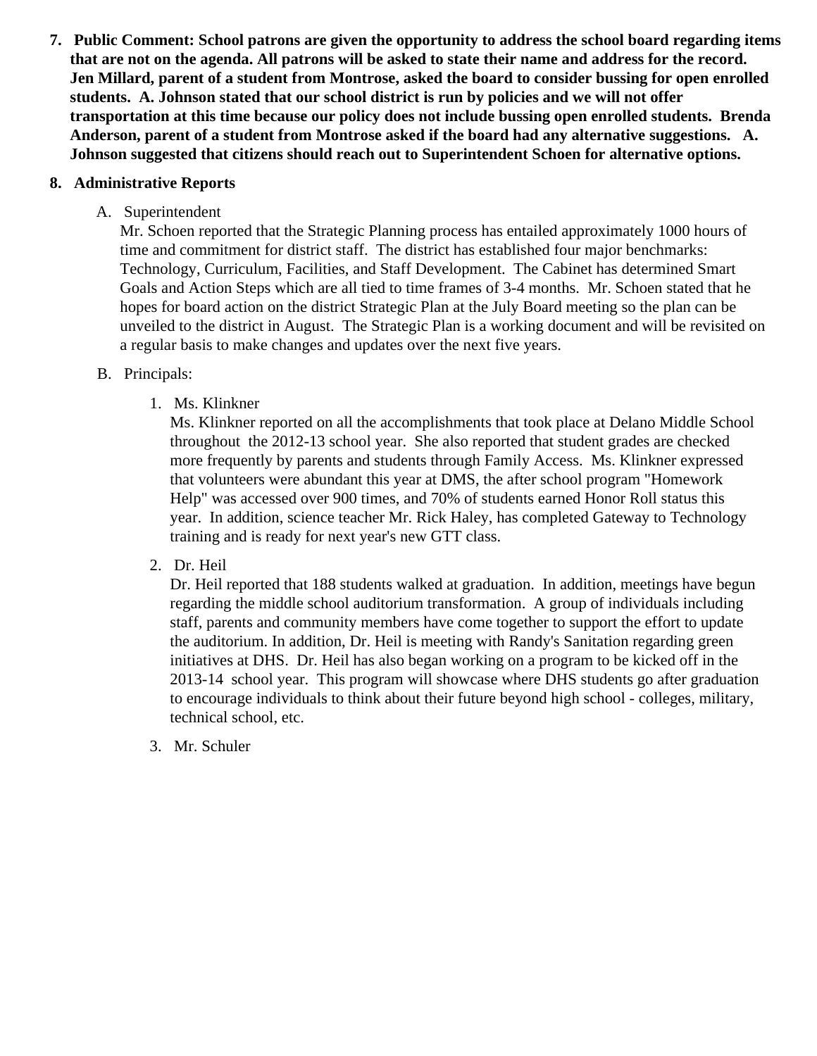7. **Public Comment: School patrons are given the opportunity to address the school board regarding items that are not on the agenda. All patrons will be asked to state their name and address for the record. Jen Millard, parent of a student from Montrose, asked the board to consider bussing for open enrolled students. A. Johnson stated that our school district is run by policies and we will not offer transportation at this time because our policy does not include bussing open enrolled students. Brenda Anderson, parent of a student from Montrose asked if the board had any alternative suggestions. A. Johnson suggested that citizens should reach out to Superintendent Schoen for alternative options.**

8. **Administrative Reports**

   A. Superintendent
   Mr. Schoen reported that the Strategic Planning process has entailed approximately 1000 hours of time and commitment for district staff. The district has established four major benchmarks: Technology, Curriculum, Facilities, and Staff Development. The Cabinet has determined Smart Goals and Action Steps which are all tied to time frames of 3-4 months. Mr. Schoen stated that he hopes for board action on the district Strategic Plan at the July Board meeting so the plan can be unveiled to the district in August. The Strategic Plan is a working document and will be revisited on a regular basis to make changes and updates over the next five years.

   B. Principals:

      1. Ms. Klinkner
      Ms. Klinkner reported on all the accomplishments that took place at Delano Middle School throughout the 2012-13 school year. She also reported that student grades are checked more frequently by parents and students through Family Access. Ms. Klinkner expressed that volunteers were abundant this year at DMS, the after school program "Homework Help" was accessed over 900 times, and 70% of students earned Honor Roll status this year. In addition, science teacher Mr. Rick Haley, has completed Gateway to Technology training and is ready for next year's new GTT class.

      2. Dr. Heil
      Dr. Heil reported that 188 students walked at graduation. In addition, meetings have begun regarding the middle school auditorium transformation. A group of individuals including staff, parents and community members have come together to support the effort to update the auditorium. In addition, Dr. Heil is meeting with Randy's Sanitation regarding green initiatives at DHS. Dr. Heil has also began working on a program to be kicked off in the 2013-14 school year. This program will showcase where DHS students go after graduation to encourage individuals to think about their future beyond high school - colleges, military, technical school, etc.

      3. Mr. Schuler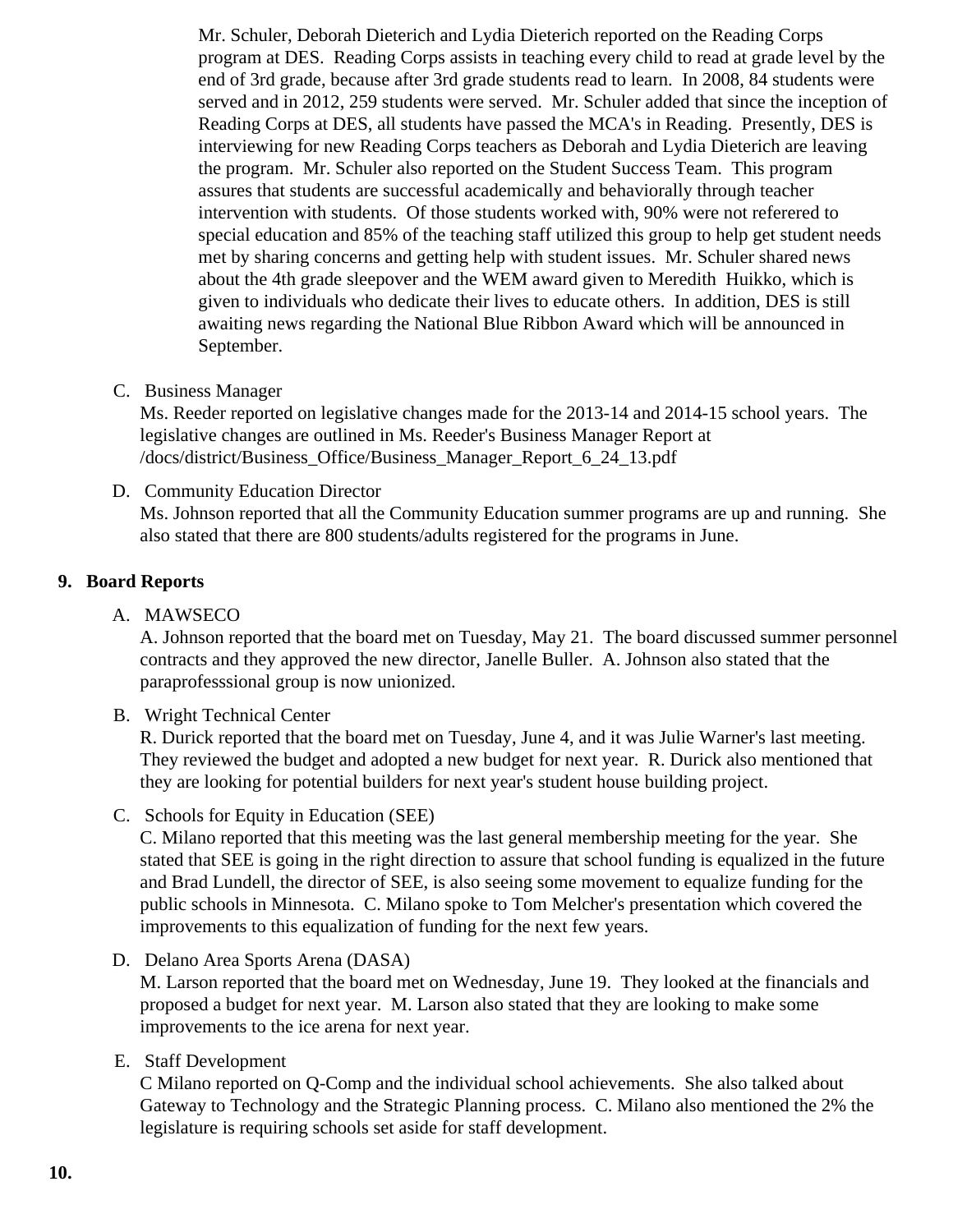Mr. Schuler, Deborah Dieterich and Lydia Dieterich reported on the Reading Corps program at DES. Reading Corps assists in teaching every child to read at grade level by the end of 3rd grade, because after 3rd grade students read to learn. In 2008, 84 students were served and in 2012, 259 students were served. Mr. Schuler added that since the inception of Reading Corps at DES, all students have passed the MCA's in Reading. Presently, DES is interviewing for new Reading Corps teachers as Deborah and Lydia Dieterich are leaving the program. Mr. Schuler also reported on the Student Success Team. This program assures that students are successful academically and behaviorally through teacher intervention with students. Of those students worked with, 90% were not referered to special education and 85% of the teaching staff utilized this group to help get student needs met by sharing concerns and getting help with student issues. Mr. Schuler shared news about the 4th grade sleepover and the WEM award given to Meredith Huikko, which is given to individuals who dedicate their lives to educate others. In addition, DES is still awaiting news regarding the National Blue Ribbon Award which will be announced in September.

C. Business Manager
Ms. Reeder reported on legislative changes made for the 2013-14 and 2014-15 school years. The legislative changes are outlined in Ms. Reeder's Business Manager Report at /docs/district/Business_Office/Business_Manager_Report_6_24_13.pdf

D. Community Education Director
Ms. Johnson reported that all the Community Education summer programs are up and running. She also stated that there are 800 students/adults registered for the programs in June.

## 9. Board Reports

A. MAWSECO
A. Johnson reported that the board met on Tuesday, May 21. The board discussed summer personnel contracts and they approved the new director, Janelle Buller. A. Johnson also stated that the paraprofesssional group is now unionized.

B. Wright Technical Center
R. Durick reported that the board met on Tuesday, June 4, and it was Julie Warner's last meeting. They reviewed the budget and adopted a new budget for next year. R. Durick also mentioned that they are looking for potential builders for next year's student house building project.

C. Schools for Equity in Education (SEE)
C. Milano reported that this meeting was the last general membership meeting for the year. She stated that SEE is going in the right direction to assure that school funding is equalized in the future and Brad Lundell, the director of SEE, is also seeing some movement to equalize funding for the public schools in Minnesota. C. Milano spoke to Tom Melcher's presentation which covered the improvements to this equalization of funding for the next few years.

D. Delano Area Sports Arena (DASA)
M. Larson reported that the board met on Wednesday, June 19. They looked at the financials and proposed a budget for next year. M. Larson also stated that they are looking to make some improvements to the ice arena for next year.

E. Staff Development
C Milano reported on Q-Comp and the individual school achievements. She also talked about Gateway to Technology and the Strategic Planning process. C. Milano also mentioned the 2% the legislature is requiring schools set aside for staff development.

## 10.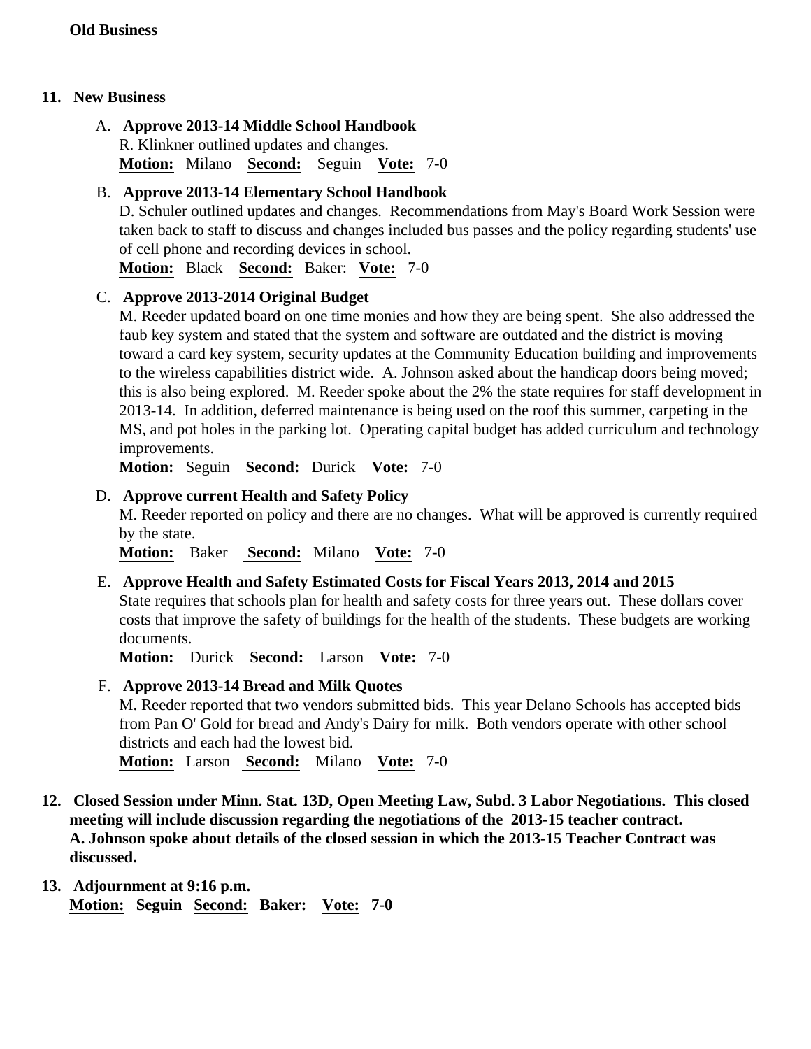**Old Business**

**11. New Business**

A. **Approve 2013-14 Middle School Handbook**
R. Klinkner outlined updates and changes.
**Motion:** Milano **Second:** Seguin **Vote:** 7-0

B. **Approve 2013-14 Elementary School Handbook**
D. Schuler outlined updates and changes. Recommendations from May's Board Work Session were taken back to staff to discuss and changes included bus passes and the policy regarding students' use of cell phone and recording devices in school.
**Motion:** Black **Second:** Baker: **Vote:** 7-0

C. **Approve 2013-2014 Original Budget**
M. Reeder updated board on one time monies and how they are being spent. She also addressed the faub key system and stated that the system and software are outdated and the district is moving toward a card key system, security updates at the Community Education building and improvements to the wireless capabilities district wide. A. Johnson asked about the handicap doors being moved; this is also being explored. M. Reeder spoke about the 2% the state requires for staff development in 2013-14. In addition, deferred maintenance is being used on the roof this summer, carpeting in the MS, and pot holes in the parking lot. Operating capital budget has added curriculum and technology improvements.
**Motion:** Seguin **Second:** Durick **Vote:** 7-0

D. **Approve current Health and Safety Policy**
M. Reeder reported on policy and there are no changes. What will be approved is currently required by the state.
**Motion:** Baker **Second:** Milano **Vote:** 7-0

E. **Approve Health and Safety Estimated Costs for Fiscal Years 2013, 2014 and 2015**
State requires that schools plan for health and safety costs for three years out. These dollars cover costs that improve the safety of buildings for the health of the students. These budgets are working documents.
**Motion:** Durick **Second:** Larson **Vote:** 7-0

F. **Approve 2013-14 Bread and Milk Quotes**
M. Reeder reported that two vendors submitted bids. This year Delano Schools has accepted bids from Pan O' Gold for bread and Andy's Dairy for milk. Both vendors operate with other school districts and each had the lowest bid.
**Motion:** Larson **Second:** Milano **Vote:** 7-0

**12. Closed Session under Minn. Stat. 13D, Open Meeting Law, Subd. 3 Labor Negotiations. This closed meeting will include discussion regarding the negotiations of the 2013-15 teacher contract. A. Johnson spoke about details of the closed session in which the 2013-15 Teacher Contract was discussed.**

**13. Adjournment at 9:16 p.m.**
**Motion: Seguin Second: Baker: Vote: 7-0**